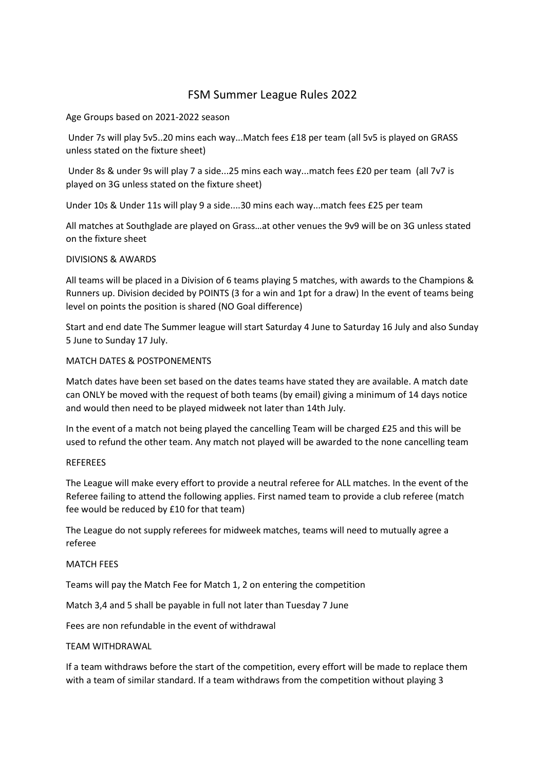# FSM Summer League Rules 2022

Age Groups based on 2021-2022 season

Under 7s will play 5v5..20 mins each way...Match fees £18 per team (all 5v5 is played on GRASS unless stated on the fixture sheet)

Under 8s & under 9s will play 7 a side...25 mins each way...match fees £20 per team (all 7v7 is played on 3G unless stated on the fixture sheet)

Under 10s & Under 11s will play 9 a side....30 mins each way...match fees £25 per team

All matches at Southglade are played on Grass…at other venues the 9v9 will be on 3G unless stated on the fixture sheet

## DIVISIONS & AWARDS

All teams will be placed in a Division of 6 teams playing 5 matches, with awards to the Champions & Runners up. Division decided by POINTS (3 for a win and 1pt for a draw) In the event of teams being level on points the position is shared (NO Goal difference)

Start and end date The Summer league will start Saturday 4 June to Saturday 16 July and also Sunday 5 June to Sunday 17 July.

## MATCH DATES & POSTPONEMENTS

Match dates have been set based on the dates teams have stated they are available. A match date can ONLY be moved with the request of both teams (by email) giving a minimum of 14 days notice and would then need to be played midweek not later than 14th July.

In the event of a match not being played the cancelling Team will be charged £25 and this will be used to refund the other team. Any match not played will be awarded to the none cancelling team

## REFEREES

The League will make every effort to provide a neutral referee for ALL matches. In the event of the Referee failing to attend the following applies. First named team to provide a club referee (match fee would be reduced by £10 for that team)

The League do not supply referees for midweek matches, teams will need to mutually agree a referee

## MATCH FEES

Teams will pay the Match Fee for Match 1, 2 on entering the competition

Match 3,4 and 5 shall be payable in full not later than Tuesday 7 June

Fees are non refundable in the event of withdrawal

## TEAM WITHDRAWAL

If a team withdraws before the start of the competition, every effort will be made to replace them with a team of similar standard. If a team withdraws from the competition without playing 3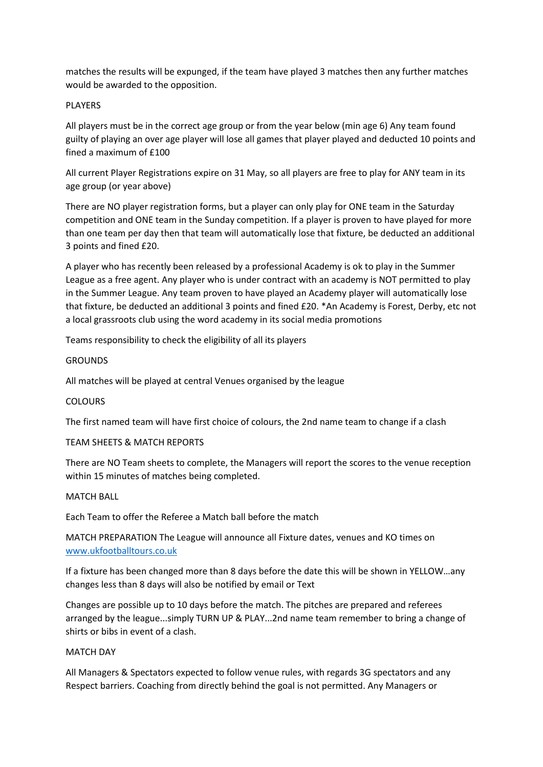matches the results will be expunged, if the team have played 3 matches then any further matches would be awarded to the opposition.

## PLAYERS

All players must be in the correct age group or from the year below (min age 6) Any team found guilty of playing an over age player will lose all games that player played and deducted 10 points and fined a maximum of £100

All current Player Registrations expire on 31 May, so all players are free to play for ANY team in its age group (or year above)

There are NO player registration forms, but a player can only play for ONE team in the Saturday competition and ONE team in the Sunday competition. If a player is proven to have played for more than one team per day then that team will automatically lose that fixture, be deducted an additional 3 points and fined £20.

A player who has recently been released by a professional Academy is ok to play in the Summer League as a free agent. Any player who is under contract with an academy is NOT permitted to play in the Summer League. Any team proven to have played an Academy player will automatically lose that fixture, be deducted an additional 3 points and fined £20. *An Academy is Forest, Derby, etc not a local grassroots club using the word academy in its social media promotions

Teams responsibility to check the eligibility of all its players

## GROUNDS

All matches will be played at central Venues organised by the league

## COLOURS

The first named team will have first choice of colours, the 2nd name team to change if a clash

## TEAM SHEETS & MATCH REPORTS

There are NO Team sheets to complete, the Managers will report the scores to the venue reception within 15 minutes of matches being completed.

## MATCH BALL

Each Team to offer the Referee a Match ball before the match

MATCH PREPARATION The League will announce all Fixture dates, venues and KO times on [www.ukfootballtours.co.uk](http://www.ukfootballtours.co.uk)

If a fixture has been changed more than 8 days before the date this will be shown in YELLOW…any changes less than 8 days will also be notified by email or Text

Changes are possible up to 10 days before the match. The pitches are prepared and referees arranged by the league...simply TURN UP & PLAY...2nd name team remember to bring a change of shirts or bibs in event of a clash.

## MATCH DAY

All Managers & Spectators expected to follow venue rules, with regards 3G spectators and any Respect barriers. Coaching from directly behind the goal is not permitted. Any Managers or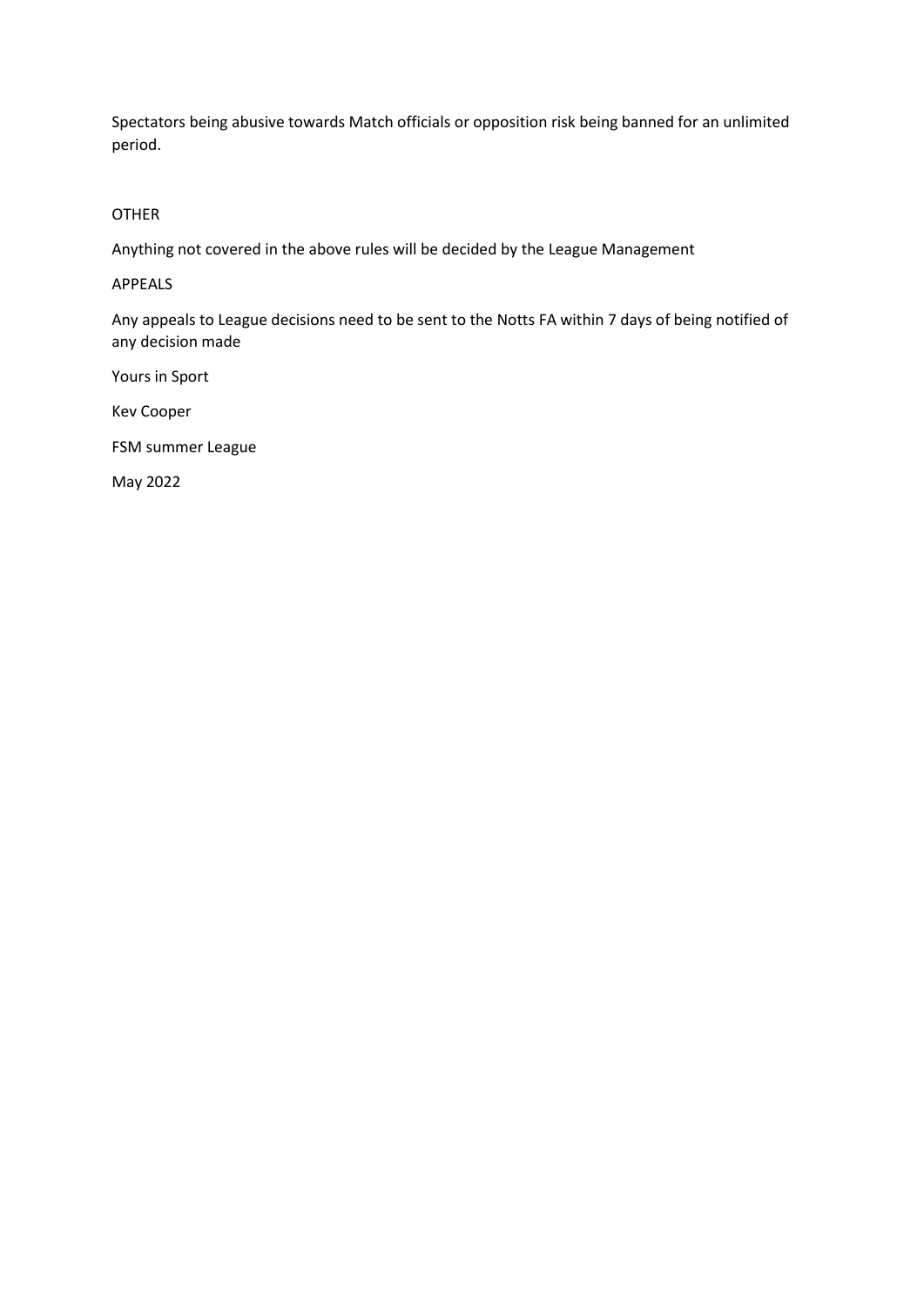Spectators being abusive towards Match officials or opposition risk being banned for an unlimited period.

OTHER

Anything not covered in the above rules will be decided by the League Management

APPEALS

Any appeals to League decisions need to be sent to the Notts FA within 7 days of being notified of any decision made

Yours in Sport

Kev Cooper

FSM summer League

May 2022